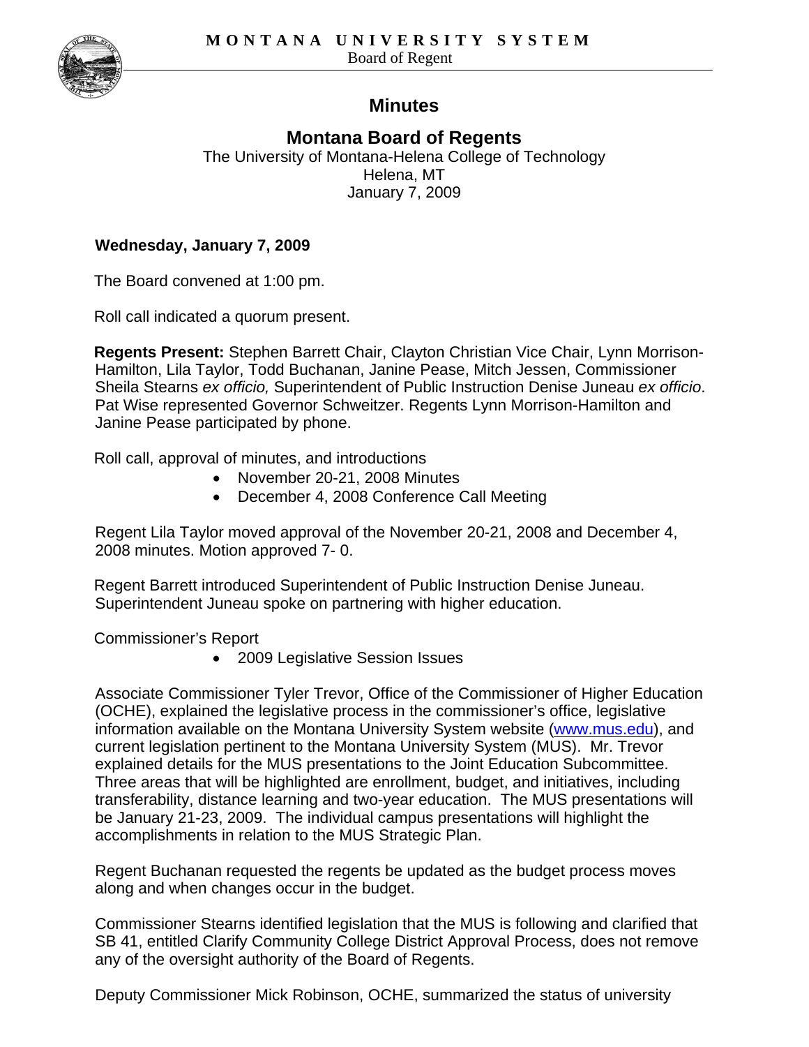**MONTANA UNIVERSITY SYSTEM**
Board of Regent

# Minutes

## Montana Board of Regents

The University of Montana-Helena College of Technology
Helena, MT
January 7, 2009

**Wednesday, January 7, 2009**

The Board convened at 1:00 pm.

Roll call indicated a quorum present.

**Regents Present:** Stephen Barrett Chair, Clayton Christian Vice Chair, Lynn Morrison-Hamilton, Lila Taylor, Todd Buchanan, Janine Pease, Mitch Jessen, Commissioner Sheila Stearns *ex officio,* Superintendent of Public Instruction Denise Juneau *ex officio*. Pat Wise represented Governor Schweitzer. Regents Lynn Morrison-Hamilton and Janine Pease participated by phone.

Roll call, approval of minutes, and introductions

- November 20-21, 2008 Minutes
- December 4, 2008 Conference Call Meeting

Regent Lila Taylor moved approval of the November 20-21, 2008 and December 4, 2008 minutes. Motion approved 7- 0.

Regent Barrett introduced Superintendent of Public Instruction Denise Juneau. Superintendent Juneau spoke on partnering with higher education.

Commissioner's Report

- 2009 Legislative Session Issues

Associate Commissioner Tyler Trevor, Office of the Commissioner of Higher Education (OCHE), explained the legislative process in the commissioner's office, legislative information available on the Montana University System website (www.mus.edu), and current legislation pertinent to the Montana University System (MUS). Mr. Trevor explained details for the MUS presentations to the Joint Education Subcommittee. Three areas that will be highlighted are enrollment, budget, and initiatives, including transferability, distance learning and two-year education. The MUS presentations will be January 21-23, 2009. The individual campus presentations will highlight the accomplishments in relation to the MUS Strategic Plan.

Regent Buchanan requested the regents be updated as the budget process moves along and when changes occur in the budget.

Commissioner Stearns identified legislation that the MUS is following and clarified that SB 41, entitled Clarify Community College District Approval Process, does not remove any of the oversight authority of the Board of Regents.

Deputy Commissioner Mick Robinson, OCHE, summarized the status of university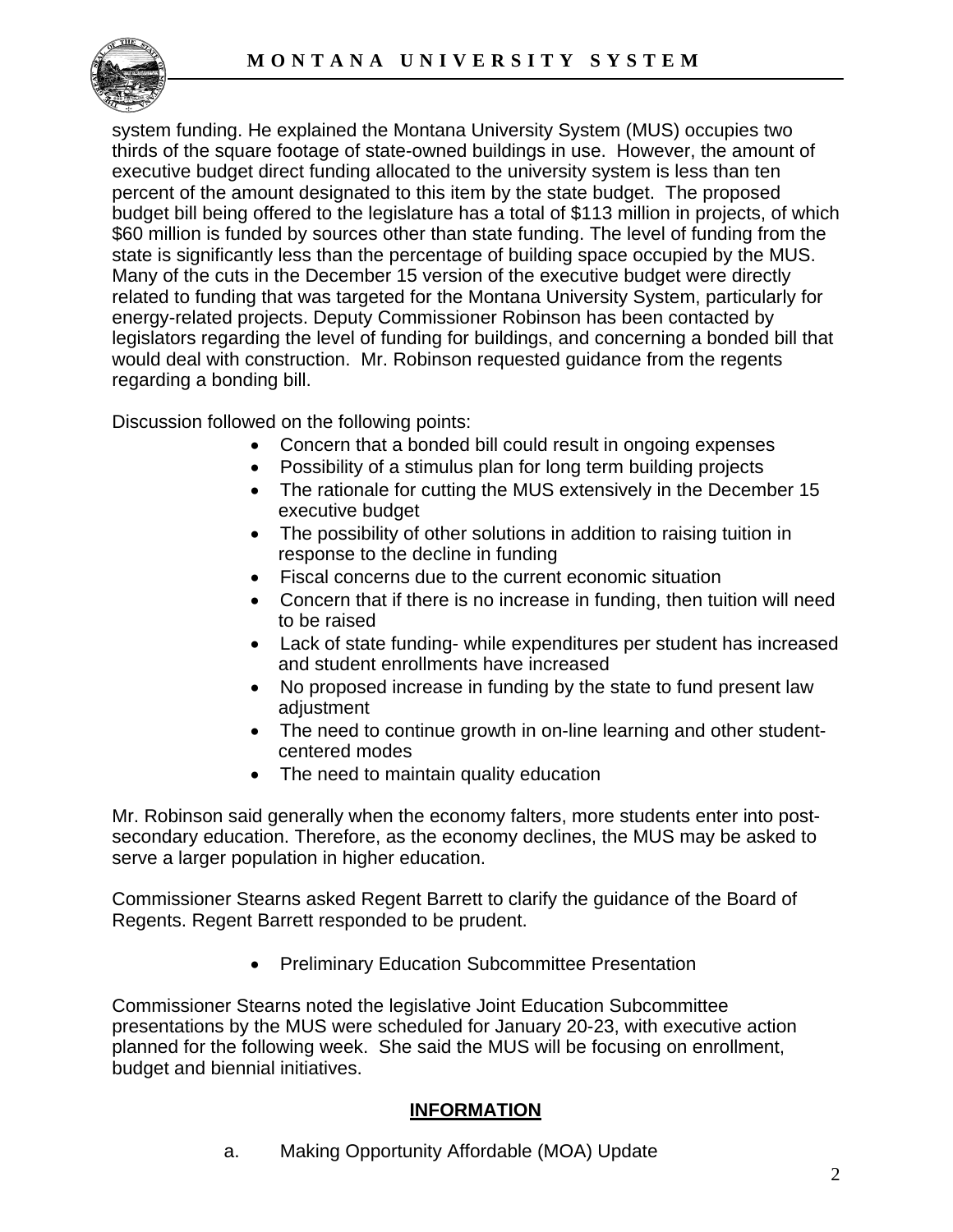system funding. He explained the Montana University System (MUS) occupies two thirds of the square footage of state-owned buildings in use. However, the amount of executive budget direct funding allocated to the university system is less than ten percent of the amount designated to this item by the state budget. The proposed budget bill being offered to the legislature has a total of $113 million in projects, of which $60 million is funded by sources other than state funding. The level of funding from the state is significantly less than the percentage of building space occupied by the MUS. Many of the cuts in the December 15 version of the executive budget were directly related to funding that was targeted for the Montana University System, particularly for energy-related projects. Deputy Commissioner Robinson has been contacted by legislators regarding the level of funding for buildings, and concerning a bonded bill that would deal with construction. Mr. Robinson requested guidance from the regents regarding a bonding bill.

Discussion followed on the following points:

- Concern that a bonded bill could result in ongoing expenses
- Possibility of a stimulus plan for long term building projects
- The rationale for cutting the MUS extensively in the December 15 executive budget
- The possibility of other solutions in addition to raising tuition in response to the decline in funding
- Fiscal concerns due to the current economic situation
- Concern that if there is no increase in funding, then tuition will need to be raised
- Lack of state funding- while expenditures per student has increased and student enrollments have increased
- No proposed increase in funding by the state to fund present law adjustment
- The need to continue growth in on-line learning and other student-centered modes
- The need to maintain quality education

Mr. Robinson said generally when the economy falters, more students enter into post-secondary education. Therefore, as the economy declines, the MUS may be asked to serve a larger population in higher education.

Commissioner Stearns asked Regent Barrett to clarify the guidance of the Board of Regents. Regent Barrett responded to be prudent.

- Preliminary Education Subcommittee Presentation

Commissioner Stearns noted the legislative Joint Education Subcommittee presentations by the MUS were scheduled for January 20-23, with executive action planned for the following week. She said the MUS will be focusing on enrollment, budget and biennial initiatives.

## INFORMATION

a. Making Opportunity Affordable (MOA) Update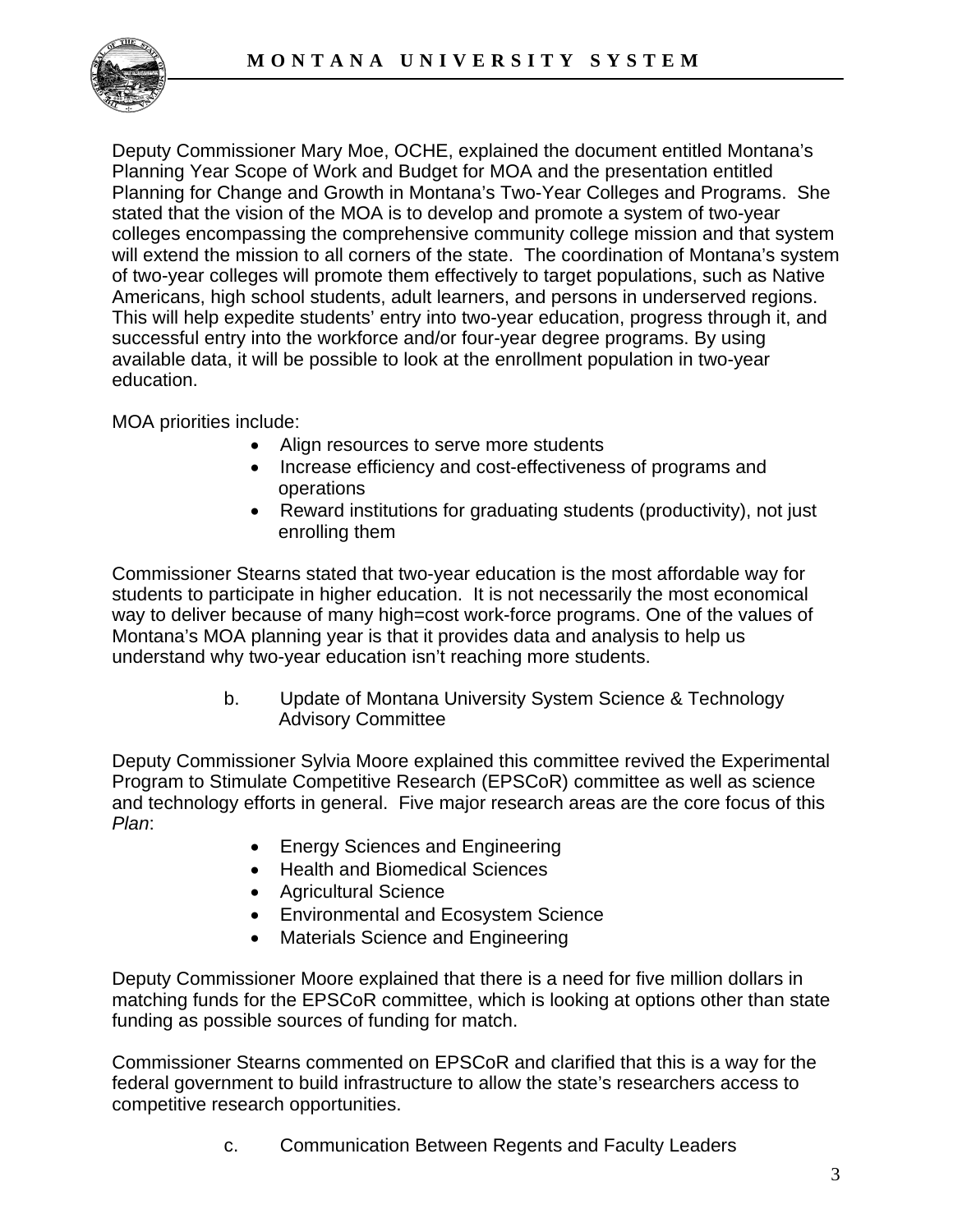Deputy Commissioner Mary Moe, OCHE, explained the document entitled Montana's Planning Year Scope of Work and Budget for MOA and the presentation entitled Planning for Change and Growth in Montana's Two-Year Colleges and Programs. She stated that the vision of the MOA is to develop and promote a system of two-year colleges encompassing the comprehensive community college mission and that system will extend the mission to all corners of the state. The coordination of Montana's system of two-year colleges will promote them effectively to target populations, such as Native Americans, high school students, adult learners, and persons in underserved regions. This will help expedite students' entry into two-year education, progress through it, and successful entry into the workforce and/or four-year degree programs. By using available data, it will be possible to look at the enrollment population in two-year education.

MOA priorities include:

- Align resources to serve more students
- Increase efficiency and cost-effectiveness of programs and operations
- Reward institutions for graduating students (productivity), not just enrolling them

Commissioner Stearns stated that two-year education is the most affordable way for students to participate in higher education. It is not necessarily the most economical way to deliver because of many high=cost work-force programs. One of the values of Montana's MOA planning year is that it provides data and analysis to help us understand why two-year education isn't reaching more students.

b. Update of Montana University System Science & Technology Advisory Committee

Deputy Commissioner Sylvia Moore explained this committee revived the Experimental Program to Stimulate Competitive Research (EPSCoR) committee as well as science and technology efforts in general. Five major research areas are the core focus of this *Plan*:

- Energy Sciences and Engineering
- Health and Biomedical Sciences
- Agricultural Science
- Environmental and Ecosystem Science
- Materials Science and Engineering

Deputy Commissioner Moore explained that there is a need for five million dollars in matching funds for the EPSCoR committee, which is looking at options other than state funding as possible sources of funding for match.

Commissioner Stearns commented on EPSCoR and clarified that this is a way for the federal government to build infrastructure to allow the state's researchers access to competitive research opportunities.

c. Communication Between Regents and Faculty Leaders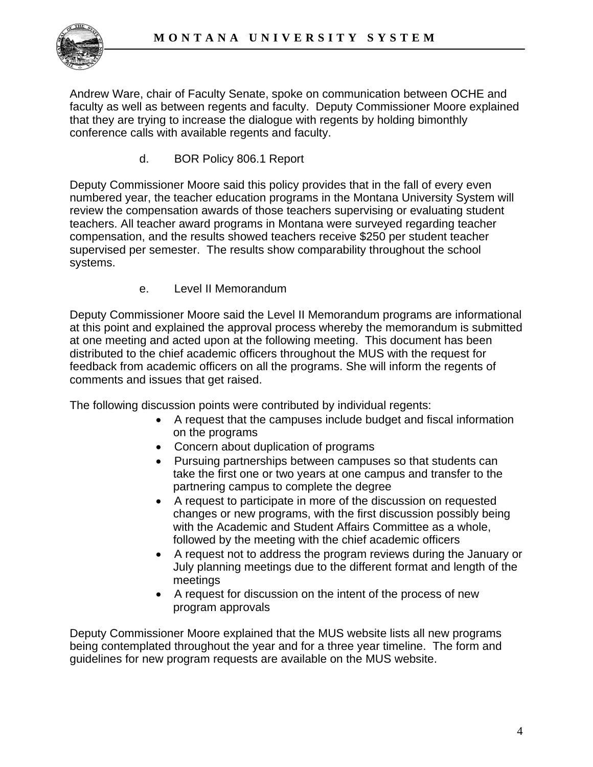Andrew Ware, chair of Faculty Senate, spoke on communication between OCHE and faculty as well as between regents and faculty. Deputy Commissioner Moore explained that they are trying to increase the dialogue with regents by holding bimonthly conference calls with available regents and faculty.

d. BOR Policy 806.1 Report

Deputy Commissioner Moore said this policy provides that in the fall of every even numbered year, the teacher education programs in the Montana University System will review the compensation awards of those teachers supervising or evaluating student teachers. All teacher award programs in Montana were surveyed regarding teacher compensation, and the results showed teachers receive $250 per student teacher supervised per semester. The results show comparability throughout the school systems.

e. Level II Memorandum

Deputy Commissioner Moore said the Level II Memorandum programs are informational at this point and explained the approval process whereby the memorandum is submitted at one meeting and acted upon at the following meeting. This document has been distributed to the chief academic officers throughout the MUS with the request for feedback from academic officers on all the programs. She will inform the regents of comments and issues that get raised.

The following discussion points were contributed by individual regents:

- A request that the campuses include budget and fiscal information on the programs
- Concern about duplication of programs
- Pursuing partnerships between campuses so that students can take the first one or two years at one campus and transfer to the partnering campus to complete the degree
- A request to participate in more of the discussion on requested changes or new programs, with the first discussion possibly being with the Academic and Student Affairs Committee as a whole, followed by the meeting with the chief academic officers
- A request not to address the program reviews during the January or July planning meetings due to the different format and length of the meetings
- A request for discussion on the intent of the process of new program approvals

Deputy Commissioner Moore explained that the MUS website lists all new programs being contemplated throughout the year and for a three year timeline. The form and guidelines for new program requests are available on the MUS website.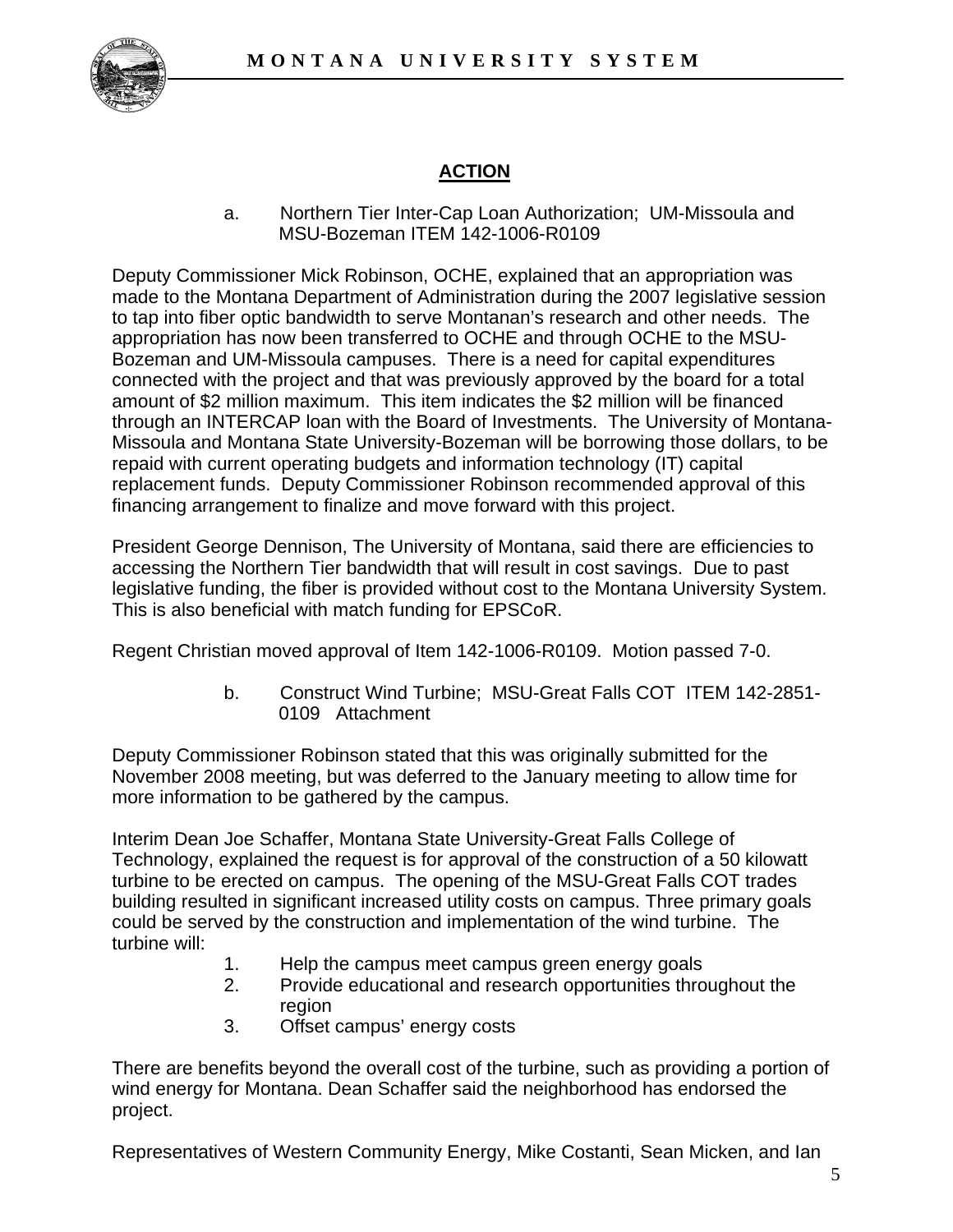## ACTION

a. Northern Tier Inter-Cap Loan Authorization; UM-Missoula and MSU-Bozeman ITEM 142-1006-R0109

Deputy Commissioner Mick Robinson, OCHE, explained that an appropriation was made to the Montana Department of Administration during the 2007 legislative session to tap into fiber optic bandwidth to serve Montanan's research and other needs. The appropriation has now been transferred to OCHE and through OCHE to the MSU-Bozeman and UM-Missoula campuses. There is a need for capital expenditures connected with the project and that was previously approved by the board for a total amount of $2 million maximum. This item indicates the $2 million will be financed through an INTERCAP loan with the Board of Investments. The University of Montana-Missoula and Montana State University-Bozeman will be borrowing those dollars, to be repaid with current operating budgets and information technology (IT) capital replacement funds. Deputy Commissioner Robinson recommended approval of this financing arrangement to finalize and move forward with this project.

President George Dennison, The University of Montana, said there are efficiencies to accessing the Northern Tier bandwidth that will result in cost savings. Due to past legislative funding, the fiber is provided without cost to the Montana University System. This is also beneficial with match funding for EPSCoR.

Regent Christian moved approval of Item 142-1006-R0109. Motion passed 7-0.

b. Construct Wind Turbine; MSU-Great Falls COT ITEM 142-2851-0109 Attachment

Deputy Commissioner Robinson stated that this was originally submitted for the November 2008 meeting, but was deferred to the January meeting to allow time for more information to be gathered by the campus.

Interim Dean Joe Schaffer, Montana State University-Great Falls College of Technology, explained the request is for approval of the construction of a 50 kilowatt turbine to be erected on campus. The opening of the MSU-Great Falls COT trades building resulted in significant increased utility costs on campus. Three primary goals could be served by the construction and implementation of the wind turbine. The turbine will:

1. Help the campus meet campus green energy goals
2. Provide educational and research opportunities throughout the region
3. Offset campus' energy costs

There are benefits beyond the overall cost of the turbine, such as providing a portion of wind energy for Montana. Dean Schaffer said the neighborhood has endorsed the project.

Representatives of Western Community Energy, Mike Costanti, Sean Micken, and Ian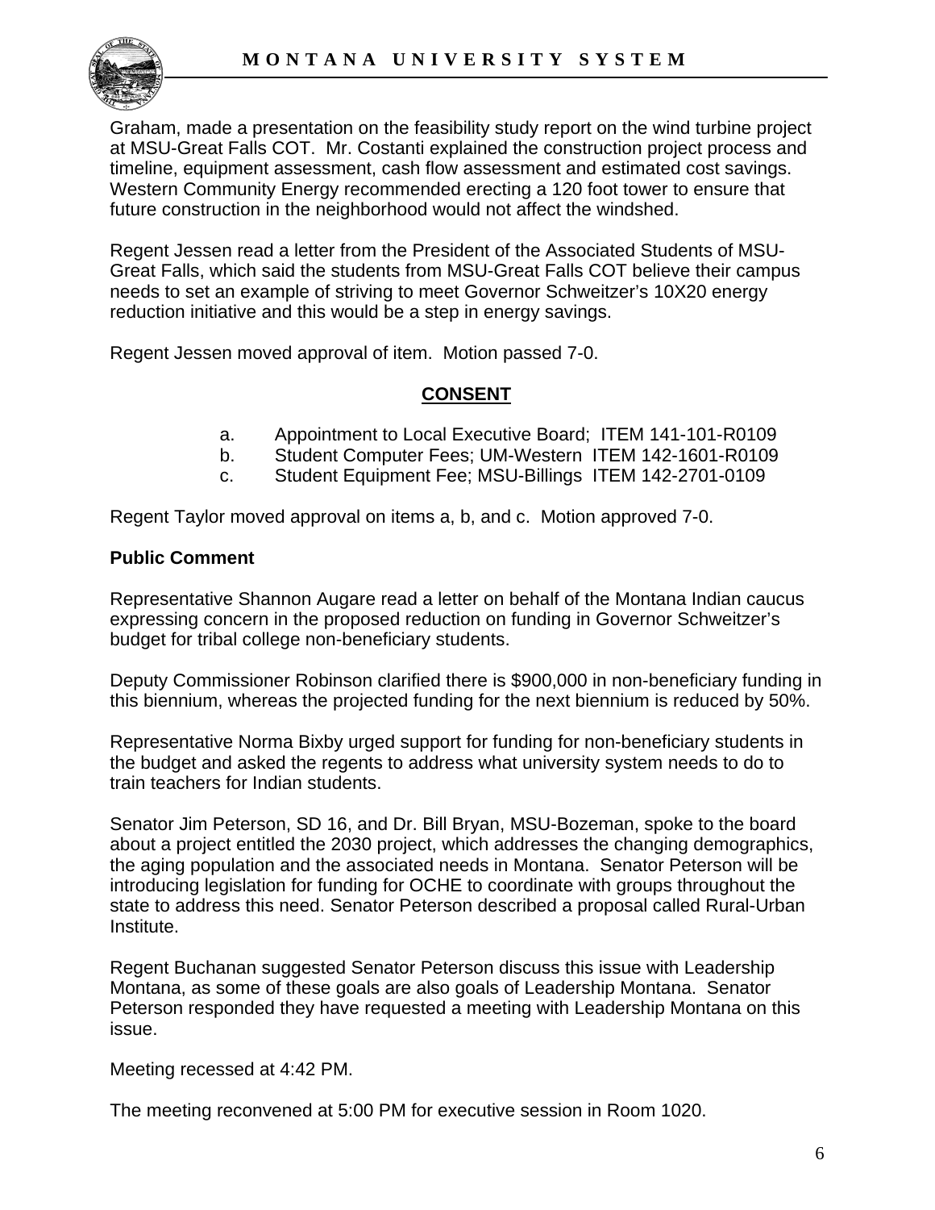Graham, made a presentation on the feasibility study report on the wind turbine project at MSU-Great Falls COT. Mr. Costanti explained the construction project process and timeline, equipment assessment, cash flow assessment and estimated cost savings. Western Community Energy recommended erecting a 120 foot tower to ensure that future construction in the neighborhood would not affect the windshed.

Regent Jessen read a letter from the President of the Associated Students of MSU-Great Falls, which said the students from MSU-Great Falls COT believe their campus needs to set an example of striving to meet Governor Schweitzer's 10X20 energy reduction initiative and this would be a step in energy savings.

Regent Jessen moved approval of item. Motion passed 7-0.

## CONSENT

a. Appointment to Local Executive Board; ITEM 141-101-R0109
b. Student Computer Fees; UM-Western ITEM 142-1601-R0109
c. Student Equipment Fee; MSU-Billings ITEM 142-2701-0109

Regent Taylor moved approval on items a, b, and c. Motion approved 7-0.

**Public Comment**

Representative Shannon Augare read a letter on behalf of the Montana Indian caucus expressing concern in the proposed reduction on funding in Governor Schweitzer's budget for tribal college non-beneficiary students.

Deputy Commissioner Robinson clarified there is $900,000 in non-beneficiary funding in this biennium, whereas the projected funding for the next biennium is reduced by 50%.

Representative Norma Bixby urged support for funding for non-beneficiary students in the budget and asked the regents to address what university system needs to do to train teachers for Indian students.

Senator Jim Peterson, SD 16, and Dr. Bill Bryan, MSU-Bozeman, spoke to the board about a project entitled the 2030 project, which addresses the changing demographics, the aging population and the associated needs in Montana. Senator Peterson will be introducing legislation for funding for OCHE to coordinate with groups throughout the state to address this need. Senator Peterson described a proposal called Rural-Urban Institute.

Regent Buchanan suggested Senator Peterson discuss this issue with Leadership Montana, as some of these goals are also goals of Leadership Montana. Senator Peterson responded they have requested a meeting with Leadership Montana on this issue.

Meeting recessed at 4:42 PM.

The meeting reconvened at 5:00 PM for executive session in Room 1020.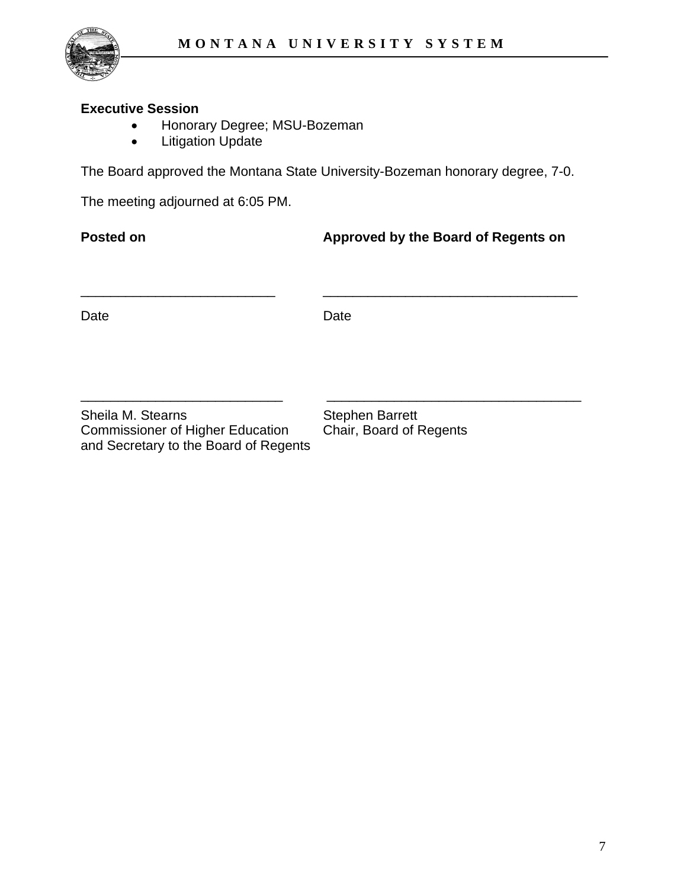**Executive Session**

- Honorary Degree; MSU-Bozeman
- Litigation Update

The Board approved the Montana State University-Bozeman honorary degree, 7-0.

The meeting adjourned at 6:05 PM.

| | |
|---|---|
| **Posted on** | **Approved by the Board of Regents on** |
| ___________________________ | ___________________________________ |
| Date | Date |
| ___________________________ | ___________________________________ |
| Sheila M. Stearns<br>Commissioner of Higher Education<br>and Secretary to the Board of Regents | Stephen Barrett<br>Chair, Board of Regents |